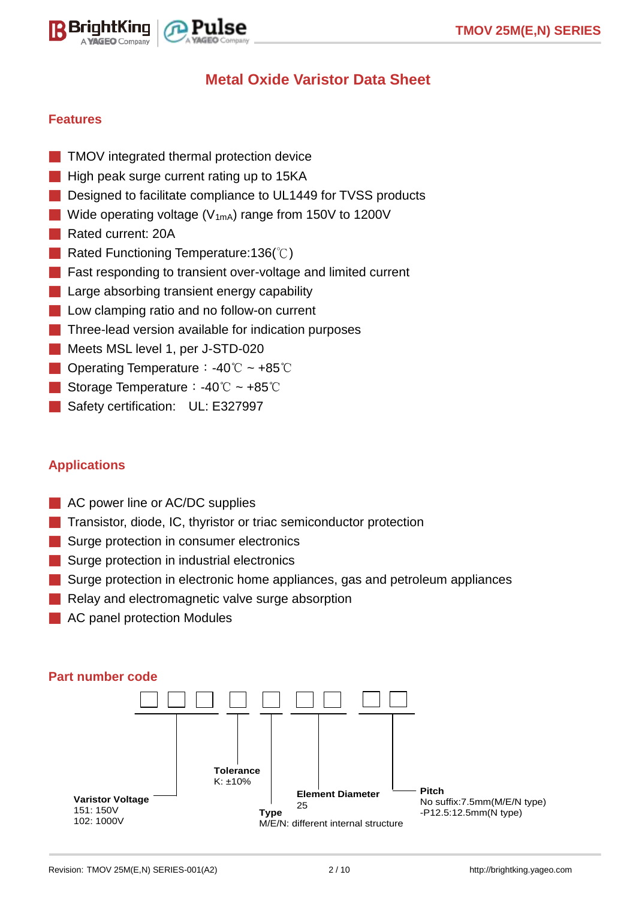# Metal Oxide Varistor Data Sheet

## Features

- TMOV integrated thermal protection device
- High peak surge current rating up to 15KA
- Designed to facilitate compliance to UL1449 for TVSS products
- Wide operating voltage ($V_{1mA}$) range from 150V to 1200V
- Rated current: 20A
- Rated Functioning Temperature:136(℃)
- Fast responding to transient over-voltage and limited current
- Large absorbing transient energy capability
- Low clamping ratio and no follow-on current
- Three-lead version available for indication purposes
- Meets MSL level 1, per J-STD-020
- Operating Temperature：-40℃ ~ +85℃
- Storage Temperature：-40℃ ~ +85℃
- Safety certification: UL: E327997

## Applications

- AC power line or AC/DC supplies
- Transistor, diode, IC, thyristor or triac semiconductor protection
- Surge protection in consumer electronics
- Surge protection in industrial electronics
- Surge protection in electronic home appliances, gas and petroleum appliances
- Relay and electromagnetic valve surge absorption
- AC panel protection Modules

## Part number code

□□□ □ □ □□ □□

- **Varistor Voltage**
  151: 150V
  102: 1000V
- **Tolerance**
  K: ±10%
- **Type**
  M/E/N: different internal structure
- **Element Diameter**
  25
- **Pitch**
  No suffix:7.5mm(M/E/N type)
  -P12.5:12.5mm(N type)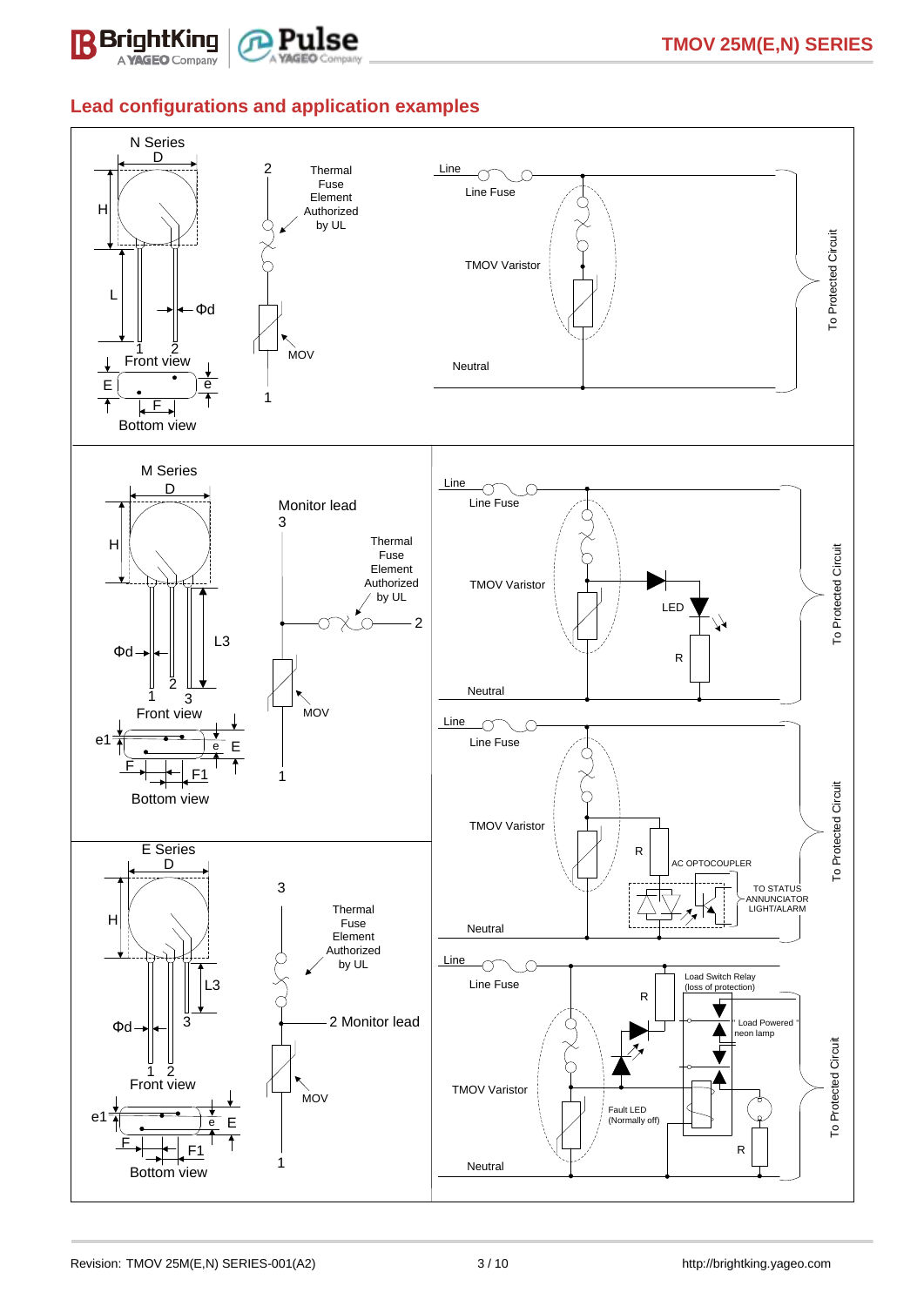## Lead configurations and application examples

N Series

D

H

L

Φd

1 2

Front view

E

e

F

Bottom view

2

Thermal Fuse Element Authorized by UL

MOV

1

Line

Line Fuse

TMOV Varistor

Neutral

To Protected Circuit

M Series

D

H

Φd

L3

1 2 3

Front view

e1

e

E

F

F1

Bottom view

Monitor lead

3

Thermal Fuse Element Authorized by UL

2

MOV

1

Line

Line Fuse

TMOV Varistor

LED

R

Neutral

To Protected Circuit

Line

Line Fuse

TMOV Varistor

R

AC OPTOCOUPLER

TO STATUS ANNUNCIATOR LIGHT/ALARM

Neutral

To Protected Circuit

E Series

D

H

L3

Φd

3

1 2

Front view

e1

e

E

F

F1

Bottom view

3

Thermal Fuse Element Authorized by UL

2 Monitor lead

MOV

1

Line

Line Fuse

Load Switch Relay (loss of protection)

R

" Load Powered " neon lamp

TMOV Varistor

Fault LED (Normally off)

R

Neutral

To Protected Circuit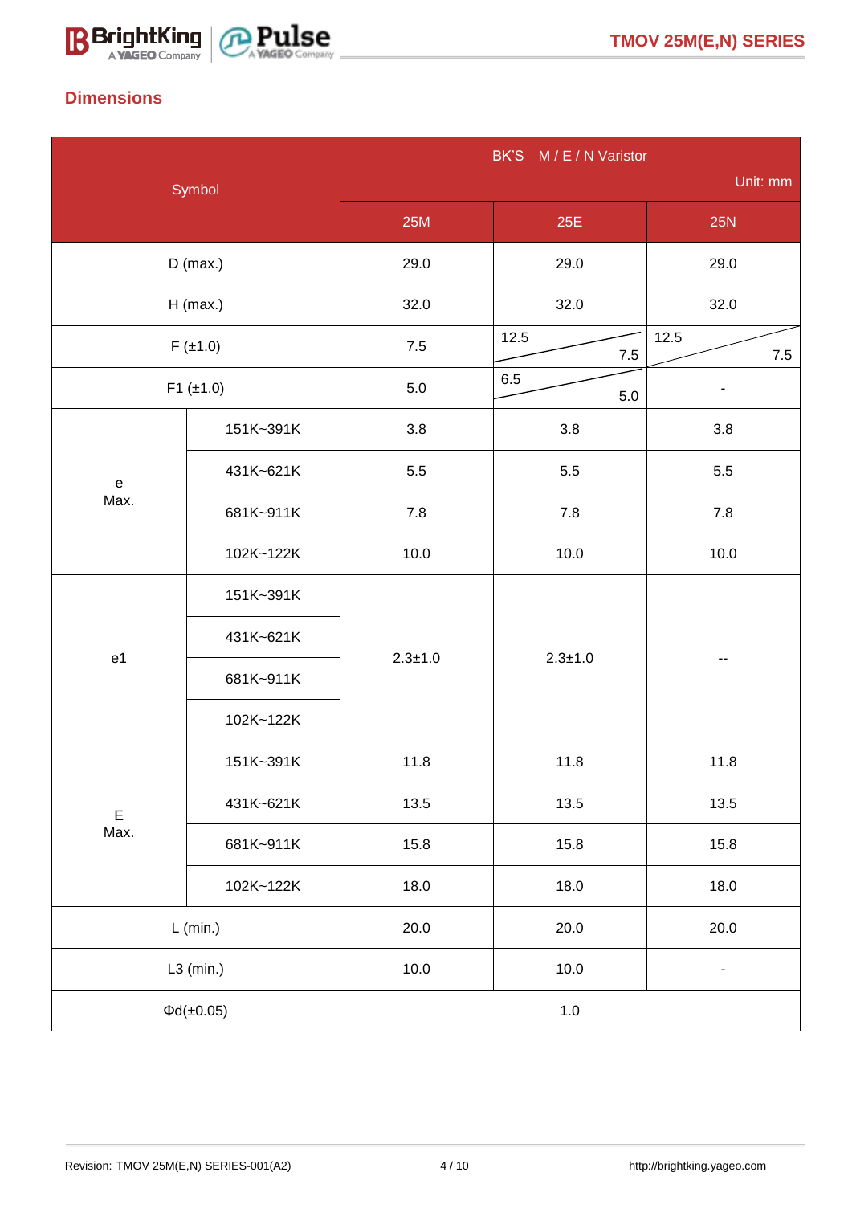## Dimensions

| Symbol | | BK'S M / E / N Varistor Unit: mm | | |
|---|---|---|---|---|
| | | 25M | 25E | 25N |
| D (max.) | | 29.0 | 29.0 | 29.0 |
| H (max.) | | 32.0 | 32.0 | 32.0 |
| F (±1.0) | | 7.5 | 12.5 / 7.5 | 12.5 / 7.5 |
| F1 (±1.0) | | 5.0 | 6.5 / 5.0 | - |
| e Max. | 151K~391K | 3.8 | 3.8 | 3.8 |
| | 431K~621K | 5.5 | 5.5 | 5.5 |
| | 681K~911K | 7.8 | 7.8 | 7.8 |
| | 102K~122K | 10.0 | 10.0 | 10.0 |
| e1 | 151K~391K | 2.3±1.0 | 2.3±1.0 | -- |
| | 431K~621K | | | |
| | 681K~911K | | | |
| | 102K~122K | | | |
| E Max. | 151K~391K | 11.8 | 11.8 | 11.8 |
| | 431K~621K | 13.5 | 13.5 | 13.5 |
| | 681K~911K | 15.8 | 15.8 | 15.8 |
| | 102K~122K | 18.0 | 18.0 | 18.0 |
| L (min.) | | 20.0 | 20.0 | 20.0 |
| L3 (min.) | | 10.0 | 10.0 | - |
| Φd(±0.05) | | 1.0 | | |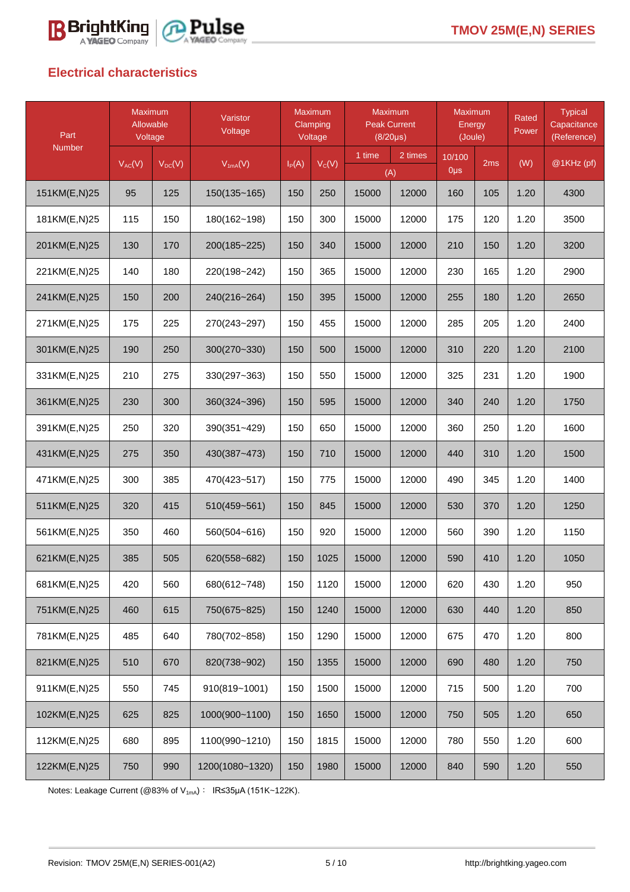## Electrical characteristics

| Part Number | Maximum Allowable Voltage | | Varistor Voltage | Maximum Clamping Voltage | | Maximum Peak Current (8/20μs) | | Maximum Energy (Joule) | | Rated Power | Typical Capacitance (Reference) |
|---|---|---|---|---|---|---|---|---|---|---|---|
| | $V_{AC}$(V) | $V_{DC}$(V) | $V_{1mA}$(V) | $I_P$(A) | $V_C$(V) | 1 time (A) | 2 times (A) | 10/1000μs | 2ms | (W) | @1KHz (pf) |
| 151KM(E,N)25 | 95 | 125 | 150(135~165) | 150 | 250 | 15000 | 12000 | 160 | 105 | 1.20 | 4300 |
| 181KM(E,N)25 | 115 | 150 | 180(162~198) | 150 | 300 | 15000 | 12000 | 175 | 120 | 1.20 | 3500 |
| 201KM(E,N)25 | 130 | 170 | 200(185~225) | 150 | 340 | 15000 | 12000 | 210 | 150 | 1.20 | 3200 |
| 221KM(E,N)25 | 140 | 180 | 220(198~242) | 150 | 365 | 15000 | 12000 | 230 | 165 | 1.20 | 2900 |
| 241KM(E,N)25 | 150 | 200 | 240(216~264) | 150 | 395 | 15000 | 12000 | 255 | 180 | 1.20 | 2650 |
| 271KM(E,N)25 | 175 | 225 | 270(243~297) | 150 | 455 | 15000 | 12000 | 285 | 205 | 1.20 | 2400 |
| 301KM(E,N)25 | 190 | 250 | 300(270~330) | 150 | 500 | 15000 | 12000 | 310 | 220 | 1.20 | 2100 |
| 331KM(E,N)25 | 210 | 275 | 330(297~363) | 150 | 550 | 15000 | 12000 | 325 | 231 | 1.20 | 1900 |
| 361KM(E,N)25 | 230 | 300 | 360(324~396) | 150 | 595 | 15000 | 12000 | 340 | 240 | 1.20 | 1750 |
| 391KM(E,N)25 | 250 | 320 | 390(351~429) | 150 | 650 | 15000 | 12000 | 360 | 250 | 1.20 | 1600 |
| 431KM(E,N)25 | 275 | 350 | 430(387~473) | 150 | 710 | 15000 | 12000 | 440 | 310 | 1.20 | 1500 |
| 471KM(E,N)25 | 300 | 385 | 470(423~517) | 150 | 775 | 15000 | 12000 | 490 | 345 | 1.20 | 1400 |
| 511KM(E,N)25 | 320 | 415 | 510(459~561) | 150 | 845 | 15000 | 12000 | 530 | 370 | 1.20 | 1250 |
| 561KM(E,N)25 | 350 | 460 | 560(504~616) | 150 | 920 | 15000 | 12000 | 560 | 390 | 1.20 | 1150 |
| 621KM(E,N)25 | 385 | 505 | 620(558~682) | 150 | 1025 | 15000 | 12000 | 590 | 410 | 1.20 | 1050 |
| 681KM(E,N)25 | 420 | 560 | 680(612~748) | 150 | 1120 | 15000 | 12000 | 620 | 430 | 1.20 | 950 |
| 751KM(E,N)25 | 460 | 615 | 750(675~825) | 150 | 1240 | 15000 | 12000 | 630 | 440 | 1.20 | 850 |
| 781KM(E,N)25 | 485 | 640 | 780(702~858) | 150 | 1290 | 15000 | 12000 | 675 | 470 | 1.20 | 800 |
| 821KM(E,N)25 | 510 | 670 | 820(738~902) | 150 | 1355 | 15000 | 12000 | 690 | 480 | 1.20 | 750 |
| 911KM(E,N)25 | 550 | 745 | 910(819~1001) | 150 | 1500 | 15000 | 12000 | 715 | 500 | 1.20 | 700 |
| 102KM(E,N)25 | 625 | 825 | 1000(900~1100) | 150 | 1650 | 15000 | 12000 | 750 | 505 | 1.20 | 650 |
| 112KM(E,N)25 | 680 | 895 | 1100(990~1210) | 150 | 1815 | 15000 | 12000 | 780 | 550 | 1.20 | 600 |
| 122KM(E,N)25 | 750 | 990 | 1200(1080~1320) | 150 | 1980 | 15000 | 12000 | 840 | 590 | 1.20 | 550 |

Notes: Leakage Current (@83% of $V_{1mA}$)： IR≤35μA (151K~122K).

Revision: TMOV 25M(E,N) SERIES-001(A2)

http://brightking.yageo.com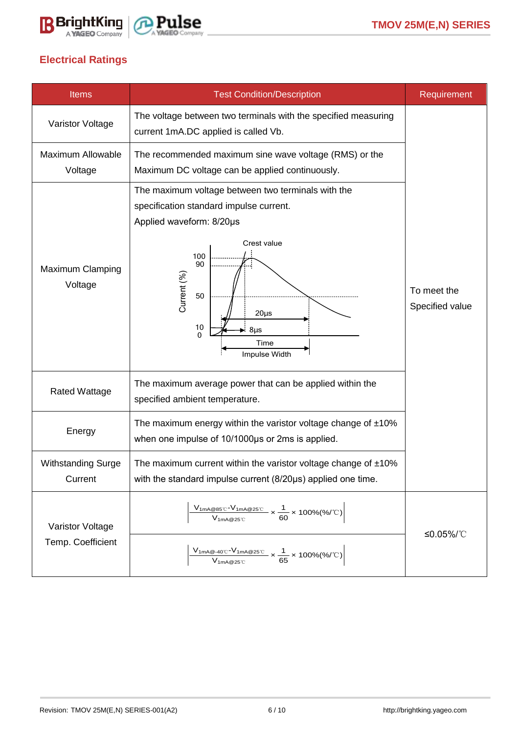## Electrical Ratings

| Items | Test Condition/Description | Requirement |
|---|---|---|
| Varistor Voltage | The voltage between two terminals with the specified measuring current 1mA.DC applied is called Vb. | To meet the Specified value |
| Maximum Allowable Voltage | The recommended maximum sine wave voltage (RMS) or the Maximum DC voltage can be applied continuously. | |
| Maximum Clamping Voltage | The maximum voltage between two terminals with the specification standard impulse current. Applied waveform: 8/20μs (Waveform figure: Current (%) vs Time; Crest value; 100, 90, 50, 10, 0; 8μs; 20μs; Impulse Width) | |
| Rated Wattage | The maximum average power that can be applied within the specified ambient temperature. | |
| Energy | The maximum energy within the varistor voltage change of ±10% when one impulse of 10/1000μs or 2ms is applied. | |
| Withstanding Surge Current | The maximum current within the varistor voltage change of ±10% with the standard impulse current (8/20μs) applied one time. | |
| Varistor Voltage Temp. Coefficient | $\left\lvert \frac{V_{1mA@85℃}-V_{1mA@25℃}}{V_{1mA@25℃}} \times \frac{1}{60} \times 100\%(\%/℃) \right\rvert$ | ≤0.05%/℃ |
| | $\left\lvert \frac{V_{1mA@-40℃}-V_{1mA@25℃}}{V_{1mA@25℃}} \times \frac{1}{65} \times 100\%(\%/℃) \right\rvert$ | |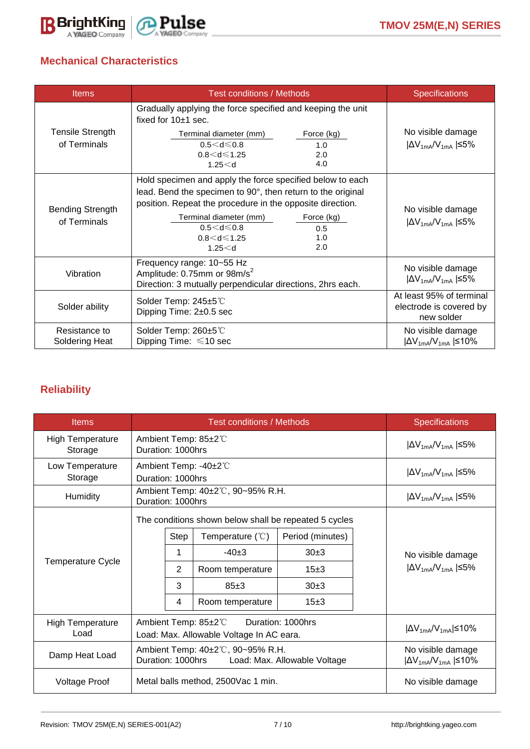## Mechanical Characteristics

| Items | Test conditions / Methods | Specifications |
|---|---|---|
| Tensile Strength of Terminals | Gradually applying the force specified and keeping the unit fixed for 10±1 sec.<br>Terminal diameter (mm) / Force (kg)<br>0.5<d≤0.8 / 1.0<br>0.8<d≤1.25 / 2.0<br>1.25<d / 4.0 | No visible damage<br>$\|\Delta V_{1mA}/V_{1mA}\|$ ≤5% |
| Bending Strength of Terminals | Hold specimen and apply the force specified below to each lead. Bend the specimen to 90°, then return to the original position. Repeat the procedure in the opposite direction.<br>Terminal diameter (mm) / Force (kg)<br>0.5<d≤0.8 / 0.5<br>0.8<d≤1.25 / 1.0<br>1.25<d / 2.0 | No visible damage<br>$\|\Delta V_{1mA}/V_{1mA}\|$ ≤5% |
| Vibration | Frequency range: 10~55 Hz<br>Amplitude: 0.75mm or 98m/$s^2$<br>Direction: 3 mutually perpendicular directions, 2hrs each. | No visible damage<br>$\|\Delta V_{1mA}/V_{1mA}\|$ ≤5% |
| Solder ability | Solder Temp: 245±5℃<br>Dipping Time: 2±0.5 sec | At least 95% of terminal electrode is covered by new solder |
| Resistance to Soldering Heat | Solder Temp: 260±5℃<br>Dipping Time: ≤10 sec | No visible damage<br>$\|\Delta V_{1mA}/V_{1mA}\|$ ≤10% |

## Reliability

| Items | Test conditions / Methods | Specifications |
|---|---|---|
| High Temperature Storage | Ambient Temp: 85±2℃<br>Duration: 1000hrs | $\|\Delta V_{1mA}/V_{1mA}\|$ ≤5% |
| Low Temperature Storage | Ambient Temp: -40±2℃<br>Duration: 1000hrs | $\|\Delta V_{1mA}/V_{1mA}\|$ ≤5% |
| Humidity | Ambient Temp: 40±2℃, 90~95% R.H.<br>Duration: 1000hrs | $\|\Delta V_{1mA}/V_{1mA}\|$ ≤5% |
| Temperature Cycle | The conditions shown below shall be repeated 5 cycles<br>Step / Temperature (℃) / Period (minutes)<br>1 / -40±3 / 30±3<br>2 / Room temperature / 15±3<br>3 / 85±3 / 30±3<br>4 / Room temperature / 15±3 | No visible damage<br>$\|\Delta V_{1mA}/V_{1mA}\|$ ≤5% |
| High Temperature Load | Ambient Temp: 85±2℃ Duration: 1000hrs<br>Load: Max. Allowable Voltage In AC eara. | $\|\Delta V_{1mA}/V_{1mA}\|$≤10% |
| Damp Heat Load | Ambient Temp: 40±2℃, 90~95% R.H.<br>Duration: 1000hrs Load: Max. Allowable Voltage | No visible damage<br>$\|\Delta V_{1mA}/V_{1mA}\|$ ≤10% |
| Voltage Proof | Metal balls method, 2500Vac 1 min. | No visible damage |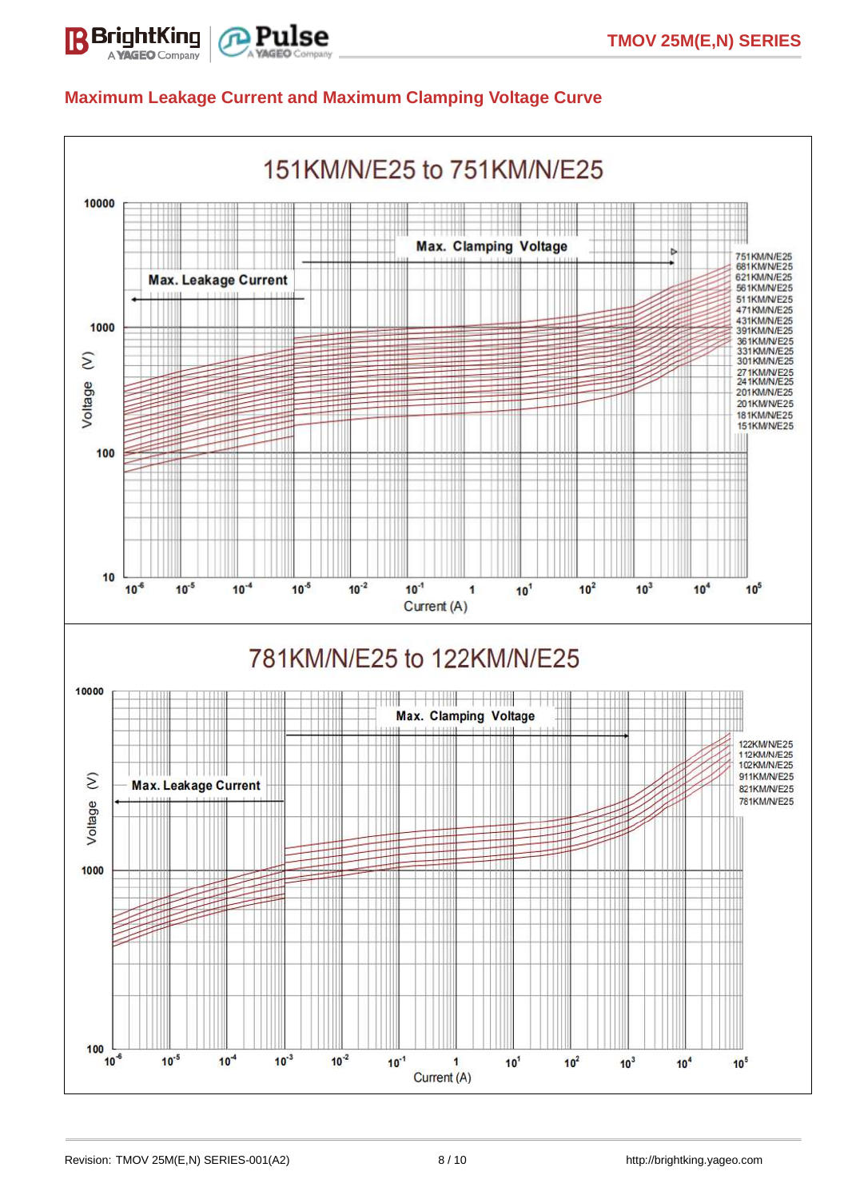## Maximum Leakage Current and Maximum Clamping Voltage Curve

### 151KM/N/E25 to 751KM/N/E25

Max. Leakage Current

Max. Clamping Voltage

Voltage (V)

Current (A)

751KM/N/E25
681KM/N/E25
621KM/N/E25
561KM/N/E25
511KM/N/E25
471KM/N/E25
431KM/N/E25
391KM/N/E25
361KM/N/E25
331KM/N/E25
301KM/N/E25
271KM/N/E25
241KM/N/E25
201KM/N/E25
201KM/N/E25
181KM/N/E25
151KM/N/E25

### 781KM/N/E25 to 122KM/N/E25

Max. Leakage Current

Max. Clamping Voltage

Voltage (V)

Current (A)

122KM/N/E25
112KM/N/E25
102KM/N/E25
911KM/N/E25
821KM/N/E25
781KM/N/E25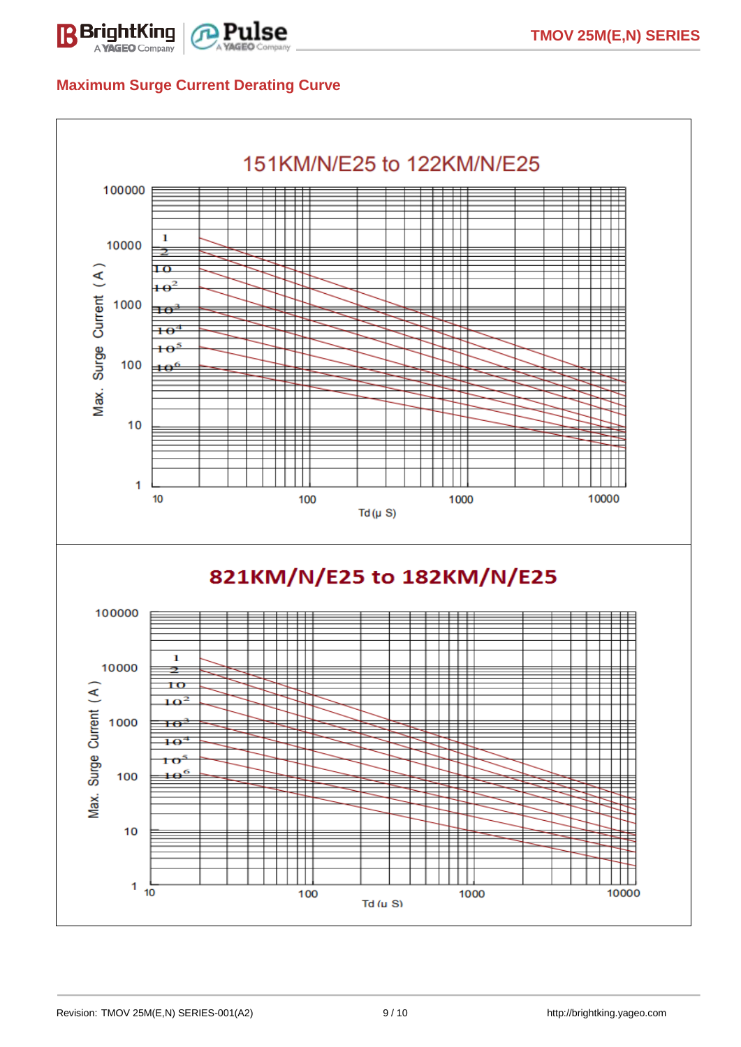## Maximum Surge Current Derating Curve

151KM/N/E25 to 122KM/N/E25

Max. Surge Current (A)

100000
10000
1000
100
10
1

1
2
10
$10^2$
$10^3$
$10^4$
$10^5$
$10^6$

10 100 1000 10000

Td (μ S)

821KM/N/E25 to 182KM/N/E25

Max. Surge Current (A)

100000
10000
1000
100
10
1

1
2
10
$10^2$
$10^3$
$10^4$
$10^5$
$10^6$

10 100 1000 10000

Td (u S)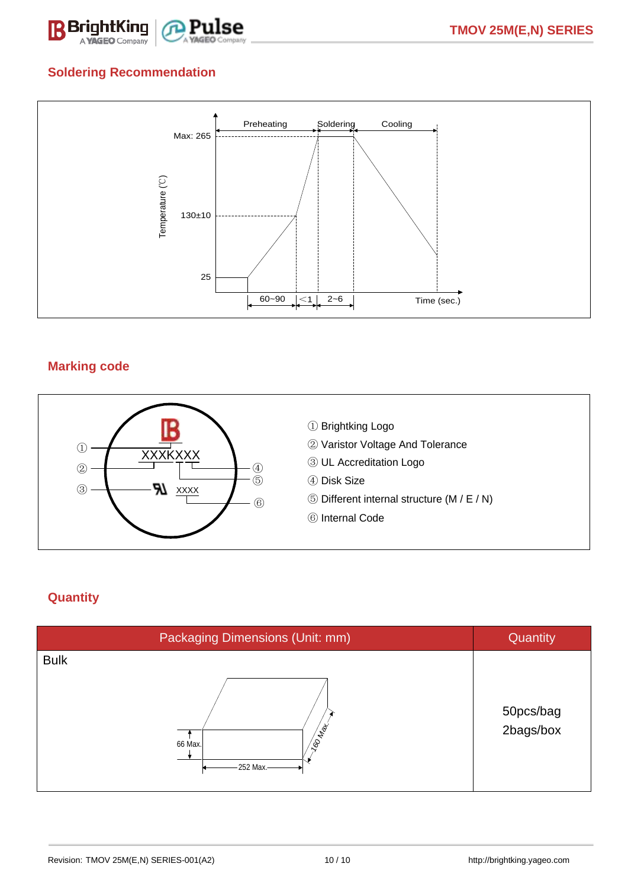## Soldering Recommendation

Preheating
Soldering
Cooling
Max: 265
Temperature (℃)
130±10
25
60~90
<1
2~6
Time (sec.)

## Marking code

①
②
③
XXXKXXX
XXXX
④
⑤
⑥

① Brightking Logo
② Varistor Voltage And Tolerance
③ UL Accreditation Logo
④ Disk Size
⑤ Different internal structure (M / E / N)
⑥ Internal Code

## Quantity

| Packaging Dimensions (Unit: mm) | Quantity |
|---|---|
| Bulk<br>66 Max.<br>252 Max.<br>160 Max. | 50pcs/bag<br>2bags/box |